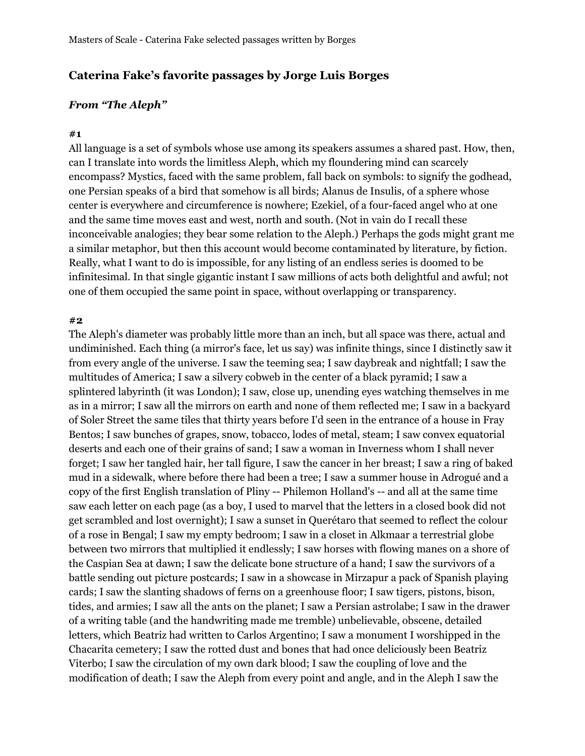# Caterina Fake's favorite passages by Jorge Luis Borges

## *From "The Aleph"*

**#1**

All language is a set of symbols whose use among its speakers assumes a shared past. How, then, can I translate into words the limitless Aleph, which my floundering mind can scarcely encompass? Mystics, faced with the same problem, fall back on symbols: to signify the godhead, one Persian speaks of a bird that somehow is all birds; Alanus de Insulis, of a sphere whose center is everywhere and circumference is nowhere; Ezekiel, of a four-faced angel who at one and the same time moves east and west, north and south. (Not in vain do I recall these inconceivable analogies; they bear some relation to the Aleph.) Perhaps the gods might grant me a similar metaphor, but then this account would become contaminated by literature, by fiction. Really, what I want to do is impossible, for any listing of an endless series is doomed to be infinitesimal. In that single gigantic instant I saw millions of acts both delightful and awful; not one of them occupied the same point in space, without overlapping or transparency.

**#2**

The Aleph's diameter was probably little more than an inch, but all space was there, actual and undiminished. Each thing (a mirror's face, let us say) was infinite things, since I distinctly saw it from every angle of the universe. I saw the teeming sea; I saw daybreak and nightfall; I saw the multitudes of America; I saw a silvery cobweb in the center of a black pyramid; I saw a splintered labyrinth (it was London); I saw, close up, unending eyes watching themselves in me as in a mirror; I saw all the mirrors on earth and none of them reflected me; I saw in a backyard of Soler Street the same tiles that thirty years before I'd seen in the entrance of a house in Fray Bentos; I saw bunches of grapes, snow, tobacco, lodes of metal, steam; I saw convex equatorial deserts and each one of their grains of sand; I saw a woman in Inverness whom I shall never forget; I saw her tangled hair, her tall figure, I saw the cancer in her breast; I saw a ring of baked mud in a sidewalk, where before there had been a tree; I saw a summer house in Adrogué and a copy of the first English translation of Pliny -- Philemon Holland's -- and all at the same time saw each letter on each page (as a boy, I used to marvel that the letters in a closed book did not get scrambled and lost overnight); I saw a sunset in Querétaro that seemed to reflect the colour of a rose in Bengal; I saw my empty bedroom; I saw in a closet in Alkmaar a terrestrial globe between two mirrors that multiplied it endlessly; I saw horses with flowing manes on a shore of the Caspian Sea at dawn; I saw the delicate bone structure of a hand; I saw the survivors of a battle sending out picture postcards; I saw in a showcase in Mirzapur a pack of Spanish playing cards; I saw the slanting shadows of ferns on a greenhouse floor; I saw tigers, pistons, bison, tides, and armies; I saw all the ants on the planet; I saw a Persian astrolabe; I saw in the drawer of a writing table (and the handwriting made me tremble) unbelievable, obscene, detailed letters, which Beatriz had written to Carlos Argentino; I saw a monument I worshipped in the Chacarita cemetery; I saw the rotted dust and bones that had once deliciously been Beatriz Viterbo; I saw the circulation of my own dark blood; I saw the coupling of love and the modification of death; I saw the Aleph from every point and angle, and in the Aleph I saw the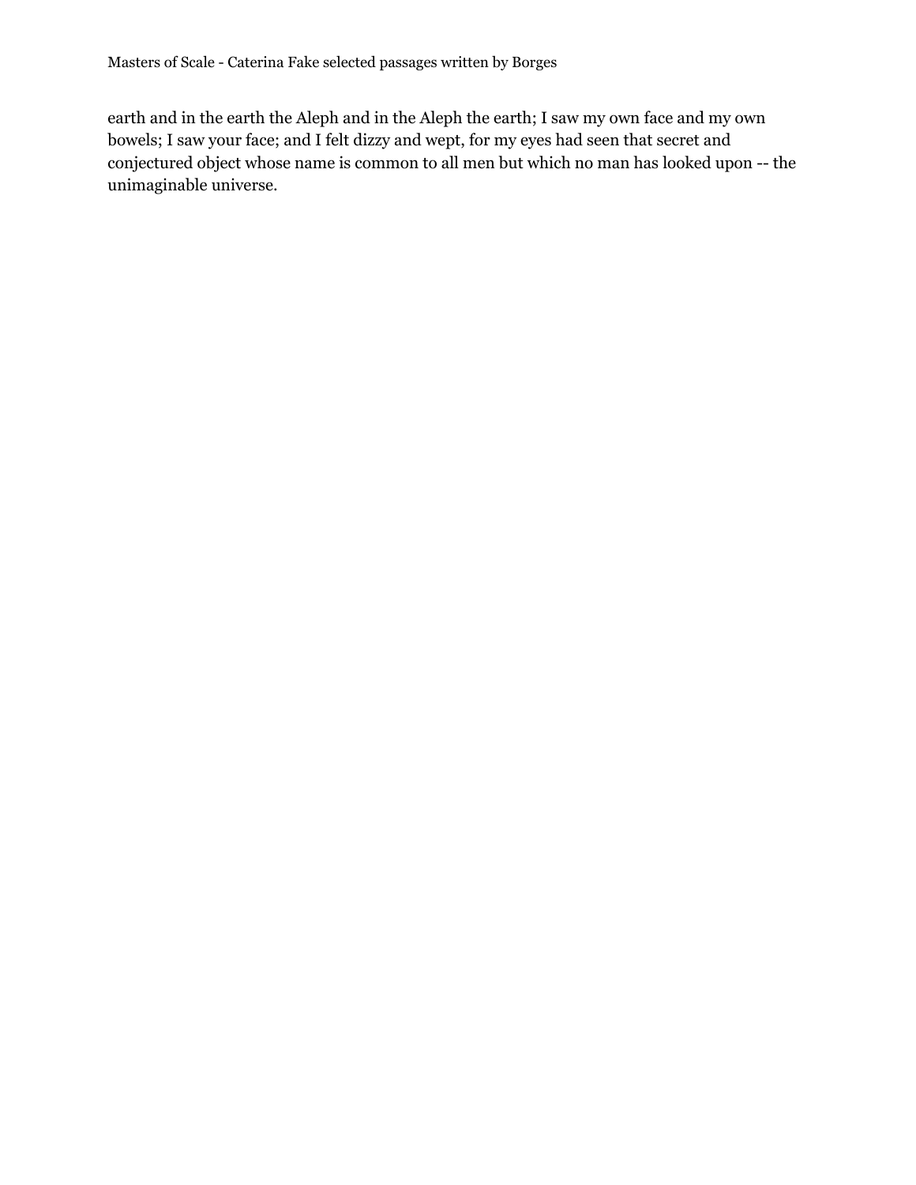earth and in the earth the Aleph and in the Aleph the earth; I saw my own face and my own bowels; I saw your face; and I felt dizzy and wept, for my eyes had seen that secret and conjectured object whose name is common to all men but which no man has looked upon -- the unimaginable universe.